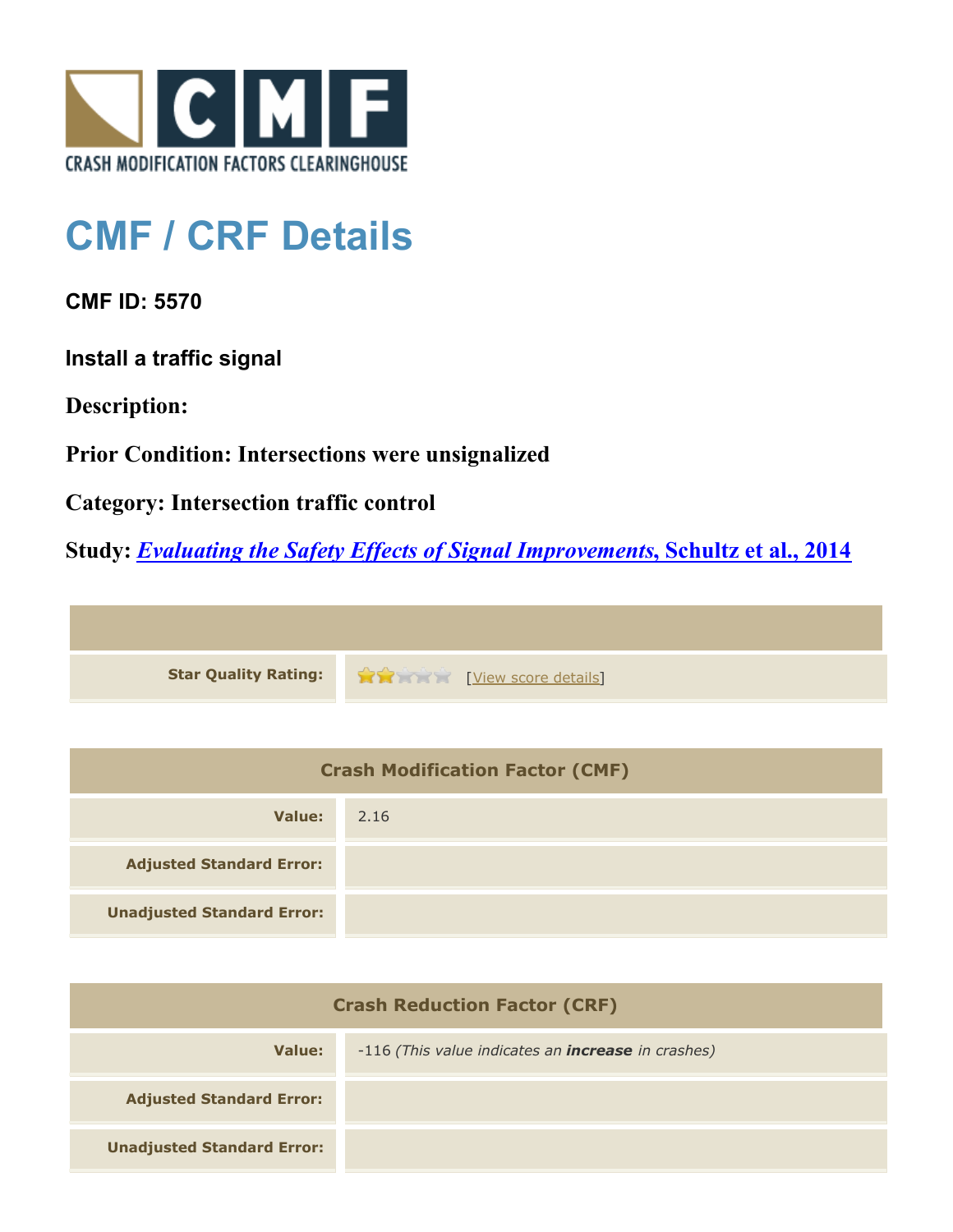CRASH MODIFICATION FACTORS CLEARINGHOUSE

# CMF / CRF Details

## CMF ID: 5570

### Install a traffic signal

**Description:**

**Prior Condition: Intersections were unsignalized**

**Category: Intersection traffic control**

**Study: *Evaluating the Safety Effects of Signal Improvements*, Schultz et al., 2014**

| | |
|---|---|
| **Star Quality Rating:** | 2 of 5 stars [View score details] |

| Crash Modification Factor (CMF) | |
|---|---|
| **Value:** | 2.16 |
| **Adjusted Standard Error:** | |
| **Unadjusted Standard Error:** | |

| Crash Reduction Factor (CRF) | |
|---|---|
| **Value:** | -116 *(This value indicates an **increase** in crashes)* |
| **Adjusted Standard Error:** | |
| **Unadjusted Standard Error:** | |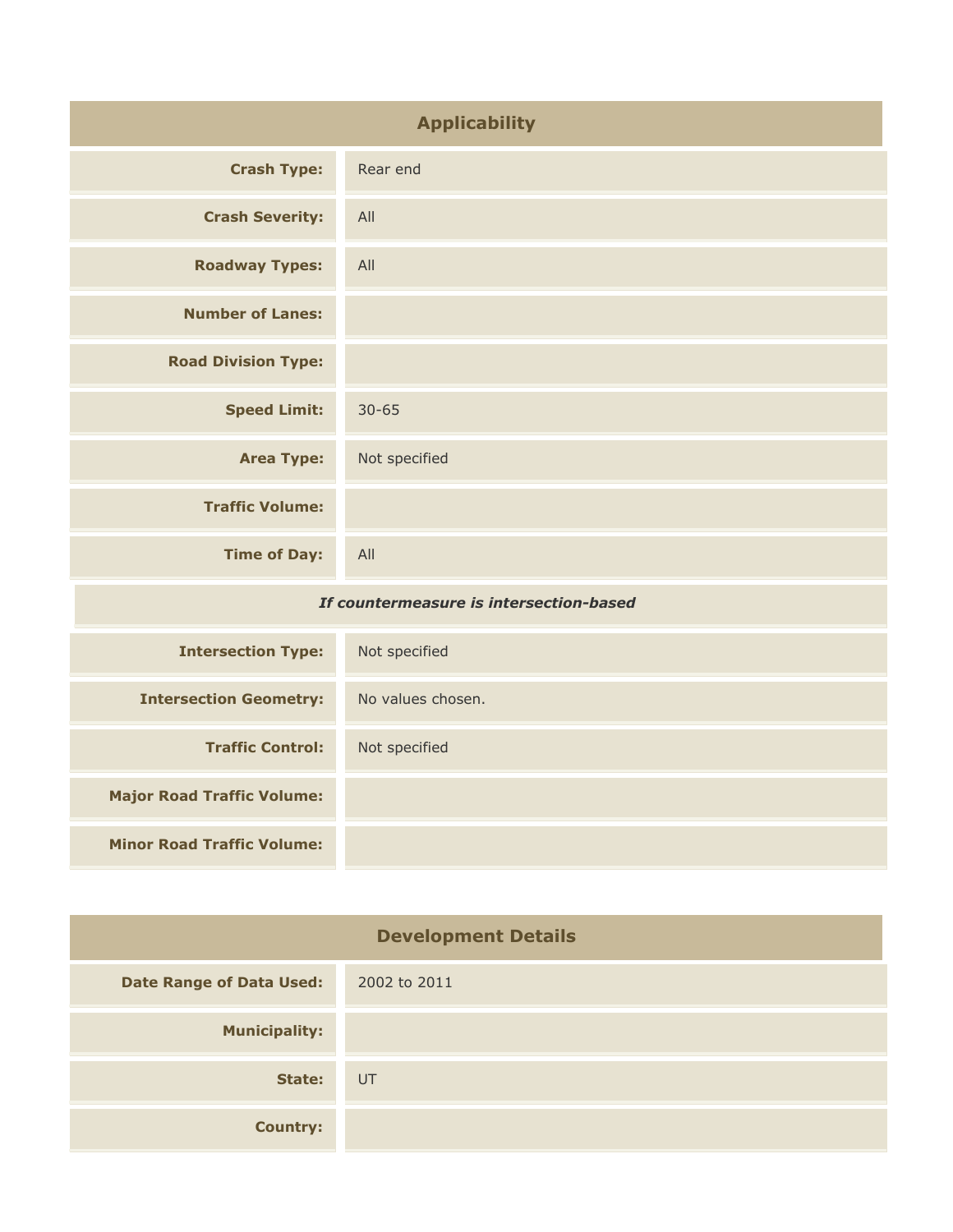## Applicability

| | |
|---|---|
| **Crash Type:** | Rear end |
| **Crash Severity:** | All |
| **Roadway Types:** | All |
| **Number of Lanes:** | |
| **Road Division Type:** | |
| **Speed Limit:** | 30-65 |
| **Area Type:** | Not specified |
| **Traffic Volume:** | |
| **Time of Day:** | All |
| ***If countermeasure is intersection-based*** | |
| **Intersection Type:** | Not specified |
| **Intersection Geometry:** | No values chosen. |
| **Traffic Control:** | Not specified |
| **Major Road Traffic Volume:** | |
| **Minor Road Traffic Volume:** | |

## Development Details

| | |
|---|---|
| **Date Range of Data Used:** | 2002 to 2011 |
| **Municipality:** | |
| **State:** | UT |
| **Country:** | |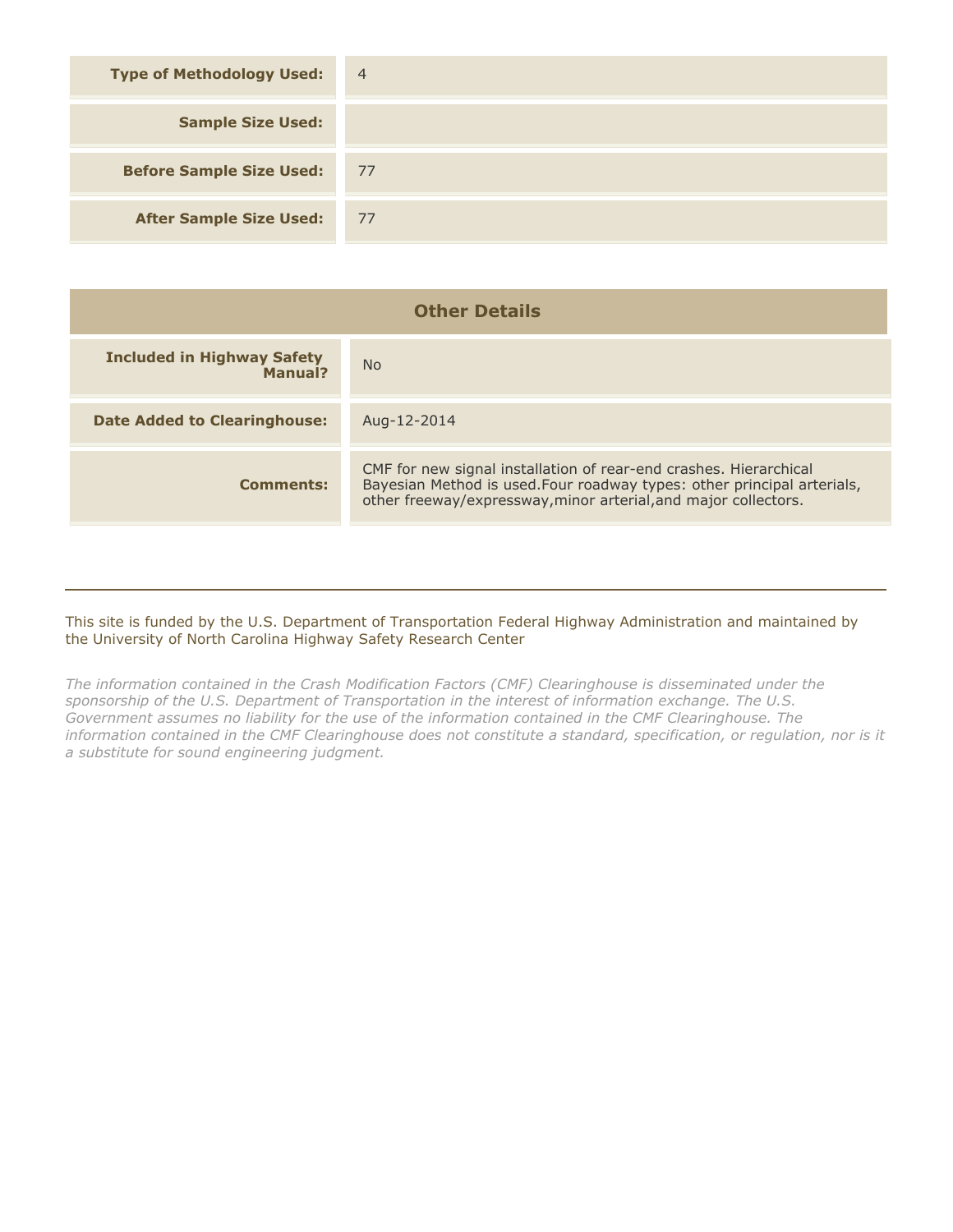| | |
|---|---|
| **Type of Methodology Used:** | 4 |
| **Sample Size Used:** | |
| **Before Sample Size Used:** | 77 |
| **After Sample Size Used:** | 77 |

## Other Details

| | |
|---|---|
| **Included in Highway Safety Manual?** | No |
| **Date Added to Clearinghouse:** | Aug-12-2014 |
| **Comments:** | CMF for new signal installation of rear-end crashes. Hierarchical Bayesian Method is used.Four roadway types: other principal arterials, other freeway/expressway,minor arterial,and major collectors. |

---

This site is funded by the U.S. Department of Transportation Federal Highway Administration and maintained by the University of North Carolina Highway Safety Research Center

*The information contained in the Crash Modification Factors (CMF) Clearinghouse is disseminated under the sponsorship of the U.S. Department of Transportation in the interest of information exchange. The U.S. Government assumes no liability for the use of the information contained in the CMF Clearinghouse. The information contained in the CMF Clearinghouse does not constitute a standard, specification, or regulation, nor is it a substitute for sound engineering judgment.*